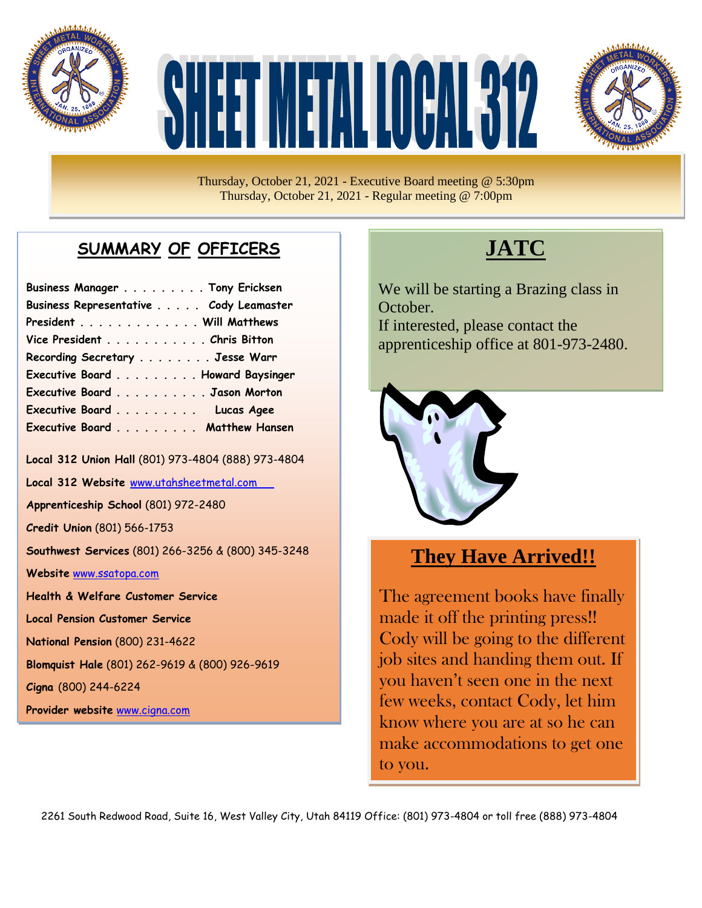# SHEET METAL LOCAL 312

Thursday, October 21, 2021 - Executive Board meeting @ 5:30pm
Thursday, October 21, 2021 - Regular meeting @ 7:00pm

## SUMMARY OF OFFICERS

**Business Manager** . . . . . . . . . Tony Ericksen
**Business Representative** . . . . . Cody Leamaster
**President** . . . . . . . . . . . . . Will Matthews
**Vice President** . . . . . . . . . . . Chris Bitton
**Recording Secretary** . . . . . . . . Jesse Warr
**Executive Board** . . . . . . . . . Howard Baysinger
**Executive Board** . . . . . . . . . . Jason Morton
**Executive Board** . . . . . . . . . Lucas Agee
**Executive Board** . . . . . . . . . Matthew Hansen

**Local 312 Union Hall** (801) 973-4804 (888) 973-4804

**Local 312 Website** www.utahsheetmetal.com

**Apprenticeship School** (801) 972-2480

**Credit Union** (801) 566-1753

**Southwest Services** (801) 266-3256 & (800) 345-3248

**Website** www.ssatopa.com

**Health & Welfare Customer Service**

**Local Pension Customer Service**

**National Pension** (800) 231-4622

**Blomquist Hale** (801) 262-9619 & (800) 926-9619

**Cigna** (800) 244-6224

**Provider website** www.cigna.com

## JATC

We will be starting a Brazing class in October.
If interested, please contact the apprenticeship office at 801-973-2480.

## They Have Arrived!!

The agreement books have finally made it off the printing press!! Cody will be going to the different job sites and handing them out. If you haven't seen one in the next few weeks, contact Cody, let him know where you are at so he can make accommodations to get one to you.

2261 South Redwood Road, Suite 16, West Valley City, Utah 84119 Office: (801) 973-4804 or toll free (888) 973-4804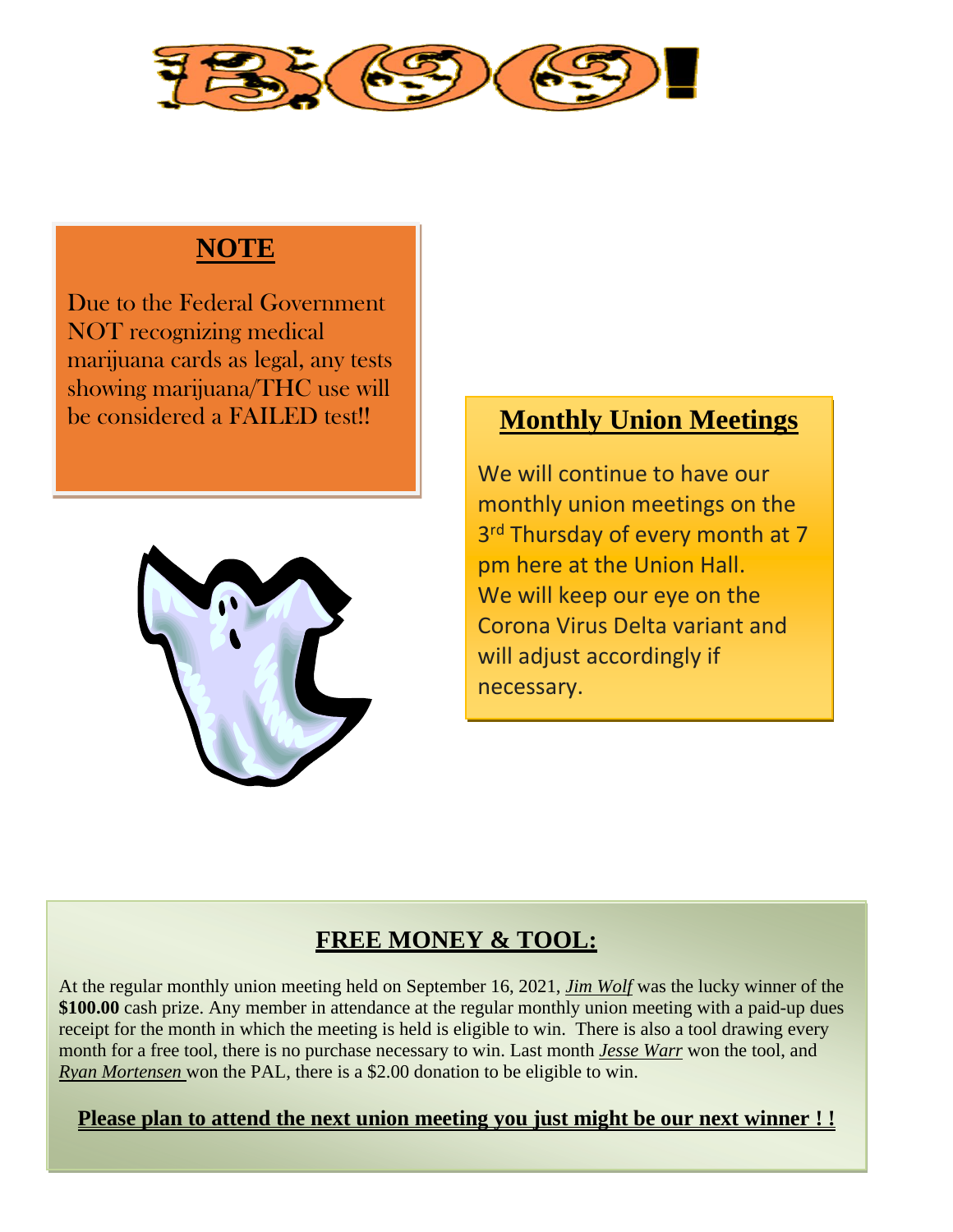# BOO!

## NOTE

Due to the Federal Government NOT recognizing medical marijuana cards as legal, any tests showing marijuana/THC use will be considered a FAILED test!!

## Monthly Union Meetings

We will continue to have our monthly union meetings on the 3rd Thursday of every month at 7 pm here at the Union Hall. We will keep our eye on the Corona Virus Delta variant and will adjust accordingly if necessary.

## FREE MONEY & TOOL:

At the regular monthly union meeting held on September 16, 2021, ***Jim Wolf*** was the lucky winner of the **$100.00** cash prize. Any member in attendance at the regular monthly union meeting with a paid-up dues receipt for the month in which the meeting is held is eligible to win. There is also a tool drawing every month for a free tool, there is no purchase necessary to win. Last month ***Jesse Warr*** won the tool, and ***Ryan Mortensen*** won the PAL, there is a $2.00 donation to be eligible to win.

**Please plan to attend the next union meeting you just might be our next winner ! !**